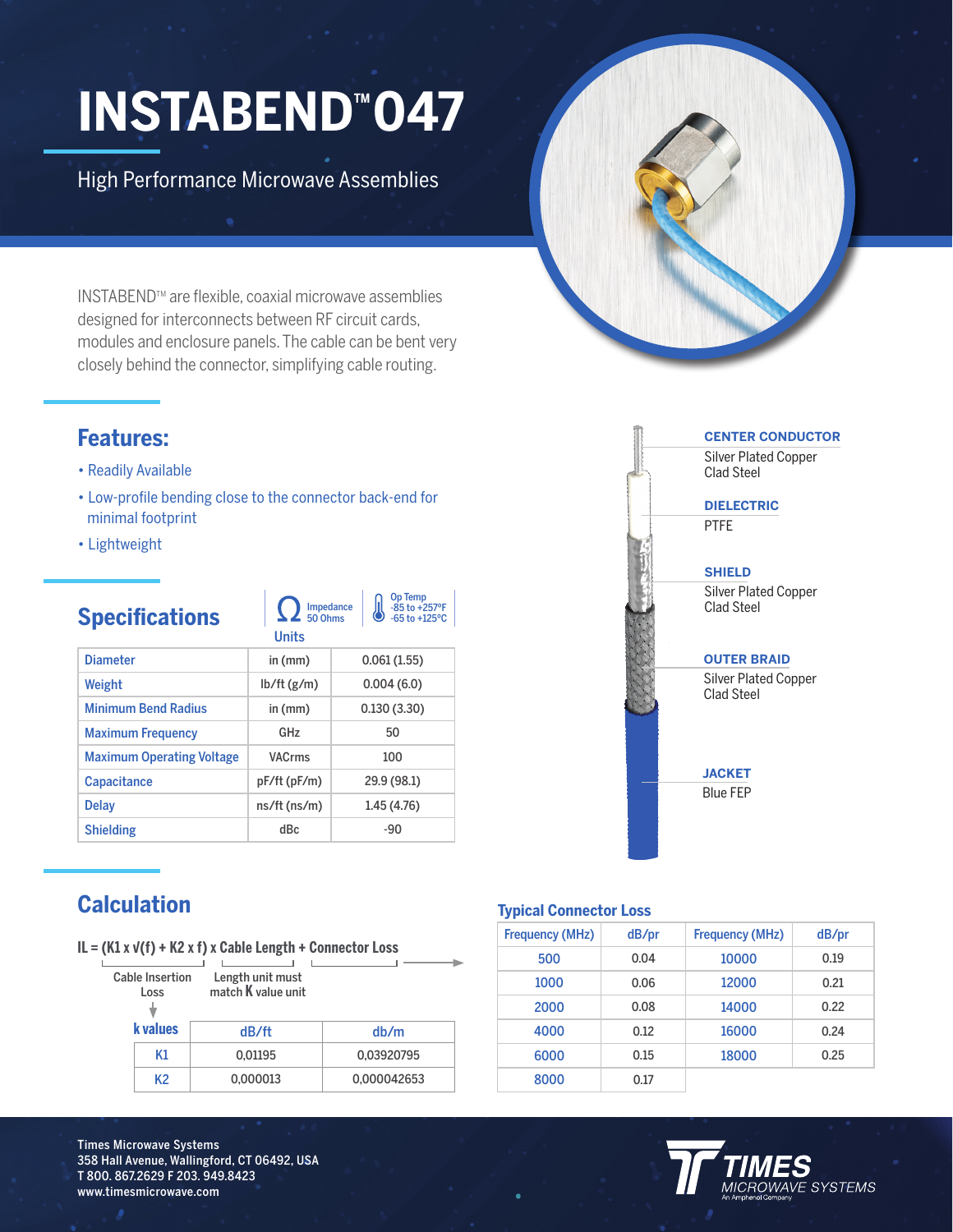# INSTABEND™ 047

High Performance Microwave Assemblies

INSTABEND™ are flexible, coaxial microwave assemblies designed for interconnects between RF circuit cards, modules and enclosure panels. The cable can be bent very closely behind the connector, simplifying cable routing.

**CENTER CONDUCTOR**
Silver Plated Copper Clad Steel

**DIELECTRIC**
PTFE

**SHIELD**
Silver Plated Copper Clad Steel

**OUTER BRAID**
Silver Plated Copper Clad Steel

**JACKET**
Blue FEP

## Features:

- Readily Available
- Low-profile bending close to the connector back-end for minimal footprint
- Lightweight

## Specifications

Impedance 50 Ohms

Op Temp -85 to +257°F, -65 to +125°C

| | Units | |
|---|---|---|
| Diameter | in (mm) | 0.061 (1.55) |
| Weight | lb/ft (g/m) | 0.004 (6.0) |
| Minimum Bend Radius | in (mm) | 0.130 (3.30) |
| Maximum Frequency | GHz | 50 |
| Maximum Operating Voltage | VACrms | 100 |
| Capacitance | pF/ft (pF/m) | 29.9 (98.1) |
| Delay | ns/ft (ns/m) | 1.45 (4.76) |
| Shielding | dBc | -90 |

## Calculation

$$IL = (K1 \times \sqrt{f} + K2 \times f) \times \text{Cable Length} + \text{Connector Loss}$$

Cable Insertion Loss — Length unit must match K value unit

| k values | dB/ft | db/m |
|---|---|---|
| K1 | 0,01195 | 0,03920795 |
| K2 | 0,000013 | 0,000042653 |

### Typical Connector Loss

| Frequency (MHz) | dB/pr | Frequency (MHz) | dB/pr |
|---|---|---|---|
| 500 | 0.04 | 10000 | 0.19 |
| 1000 | 0.06 | 12000 | 0.21 |
| 2000 | 0.08 | 14000 | 0.22 |
| 4000 | 0.12 | 16000 | 0.24 |
| 6000 | 0.15 | 18000 | 0.25 |
| 8000 | 0.17 | | |

Times Microwave Systems
358 Hall Avenue, Wallingford, CT 06492, USA
T 800. 867.2629 F 203. 949.8423
www.timesmicrowave.com

TIMES MICROWAVE SYSTEMS
An Amphenol Company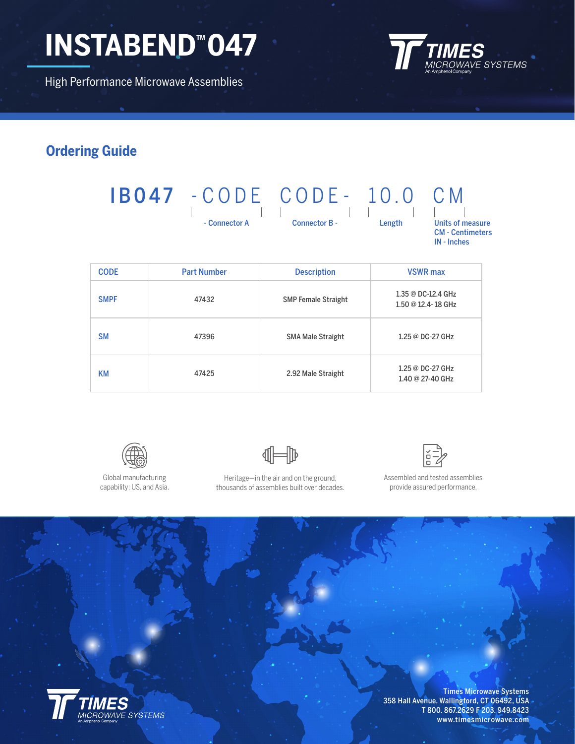# INSTABEND™ 047

High Performance Microwave Assemblies

## Ordering Guide

IB047 -CODE CODE- 10.0 CM

- Connector A
- Connector B
- Length
- Units of measure
  - CM - Centimeters
  - IN - Inches

| CODE | Part Number | Description | VSWR max |
|---|---|---|---|
| SMPF | 47432 | SMP Female Straight | 1.35 @ DC-12.4 GHz<br>1.50 @ 12.4- 18 GHz |
| SM | 47396 | SMA Male Straight | 1.25 @ DC-27 GHz |
| KM | 47425 | 2.92 Male Straight | 1.25 @ DC-27 GHz<br>1.40 @ 27-40 GHz |

Global manufacturing capability: US, and Asia.

Heritage—in the air and on the ground, thousands of assemblies built over decades.

Assembled and tested assemblies provide assured performance.

Times Microwave Systems
358 Hall Avenue, Wallingford, CT 06492, USA
T 800. 867.2629 F 203. 949.8423
www.timesmicrowave.com